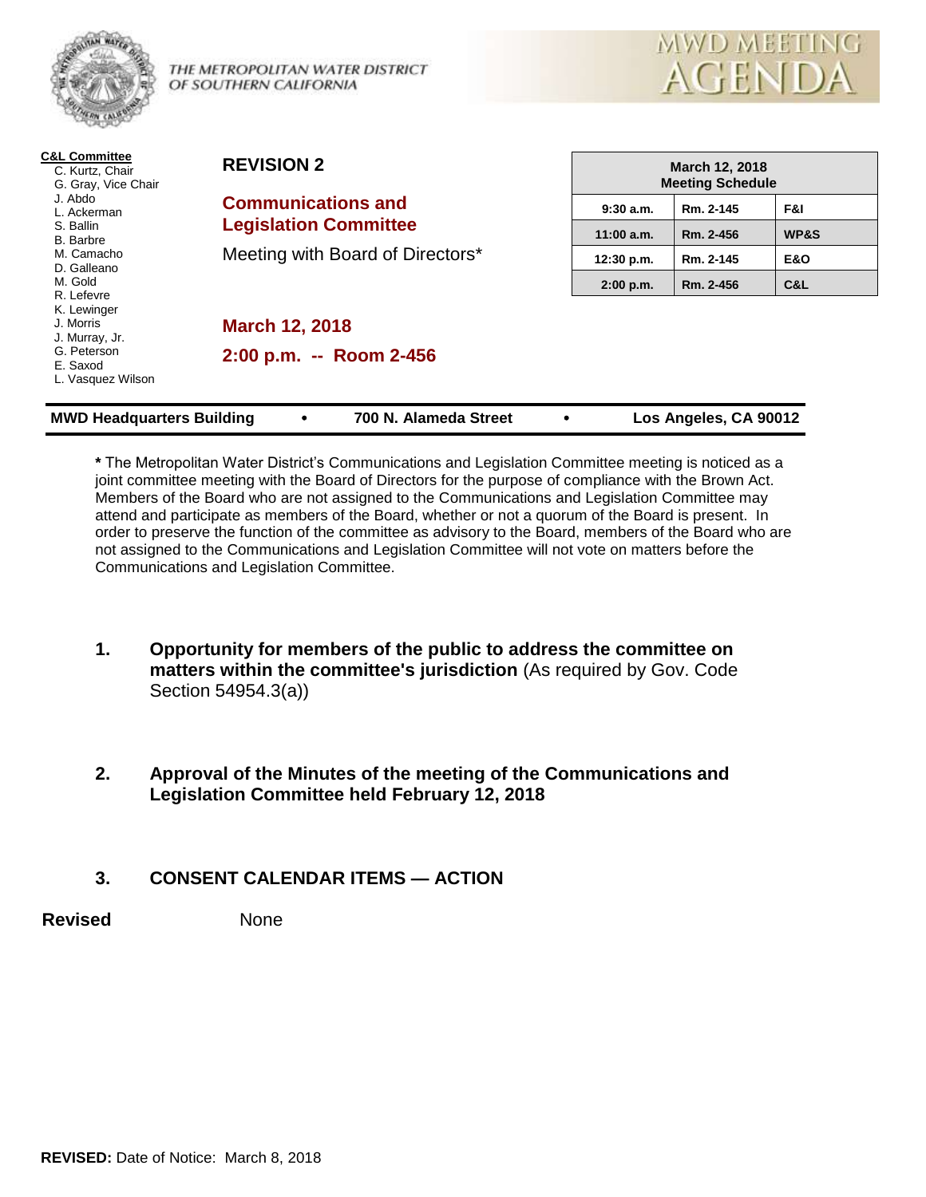THE METROPOLITAN WATER DISTRICT OF SOUTHERN CALIFORNIA

# MWD MEETING AGENDA

**C&L Committee**
C. Kurtz, Chair
G. Gray, Vice Chair
J. Abdo
L. Ackerman
S. Ballin
B. Barbre
M. Camacho
D. Galleano
M. Gold
R. Lefevre
K. Lewinger
J. Morris
J. Murray, Jr.
G. Peterson
E. Saxod
L. Vasquez Wilson

**REVISION 2**

## Communications and Legislation Committee

Meeting with Board of Directors*

**March 12, 2018**

**2:00 p.m. -- Room 2-456**

| March 12, 2018 Meeting Schedule | | |
|---|---|---|
| 9:30 a.m. | Rm. 2-145 | F&I |
| 11:00 a.m. | Rm. 2-456 | WP&S |
| 12:30 p.m. | Rm. 2-145 | E&O |
| 2:00 p.m. | Rm. 2-456 | C&L |

**MWD Headquarters Building • 700 N. Alameda Street • Los Angeles, CA 90012**

**\*** The Metropolitan Water District's Communications and Legislation Committee meeting is noticed as a joint committee meeting with the Board of Directors for the purpose of compliance with the Brown Act. Members of the Board who are not assigned to the Communications and Legislation Committee may attend and participate as members of the Board, whether or not a quorum of the Board is present. In order to preserve the function of the committee as advisory to the Board, members of the Board who are not assigned to the Communications and Legislation Committee will not vote on matters before the Communications and Legislation Committee.

1. **Opportunity for members of the public to address the committee on matters within the committee's jurisdiction** (As required by Gov. Code Section 54954.3(a))

2. **Approval of the Minutes of the meeting of the Communications and Legislation Committee held February 12, 2018**

3. **CONSENT CALENDAR ITEMS — ACTION**

**Revised** None

**REVISED:** Date of Notice: March 8, 2018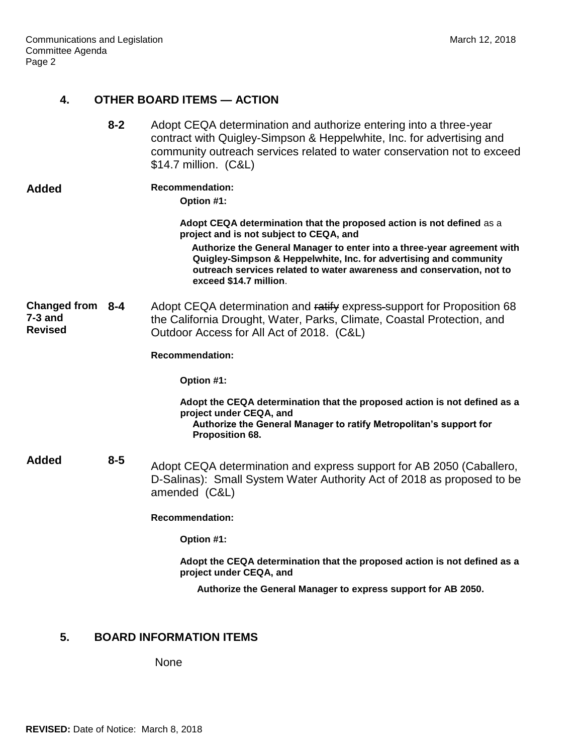## 4. OTHER BOARD ITEMS — ACTION

**8-2** Adopt CEQA determination and authorize entering into a three-year contract with Quigley-Simpson & Heppelwhite, Inc. for advertising and community outreach services related to water conservation not to exceed $14.7 million. (C&L)

**Added**

**Recommendation:**

**Option #1:**

**Adopt CEQA determination that the proposed action is not defined** as a **project and is not subject to CEQA, and**

**Authorize the General Manager to enter into a three-year agreement with Quigley-Simpson & Heppelwhite, Inc. for advertising and community outreach services related to water awareness and conservation, not to exceed $14.7 million**.

**Changed from 7-3 and Revised**

**8-4** Adopt CEQA determination and ~~ratify~~ express support for Proposition 68 the California Drought, Water, Parks, Climate, Coastal Protection, and Outdoor Access for All Act of 2018. (C&L)

**Recommendation:**

**Option #1:**

**Adopt the CEQA determination that the proposed action is not defined as a project under CEQA, and**

**Authorize the General Manager to ratify Metropolitan's support for Proposition 68.**

**Added**

**8-5** Adopt CEQA determination and express support for AB 2050 (Caballero, D-Salinas): Small System Water Authority Act of 2018 as proposed to be amended (C&L)

**Recommendation:**

**Option #1:**

**Adopt the CEQA determination that the proposed action is not defined as a project under CEQA, and**

**Authorize the General Manager to express support for AB 2050.**

## 5. BOARD INFORMATION ITEMS

None

**REVISED:** Date of Notice: March 8, 2018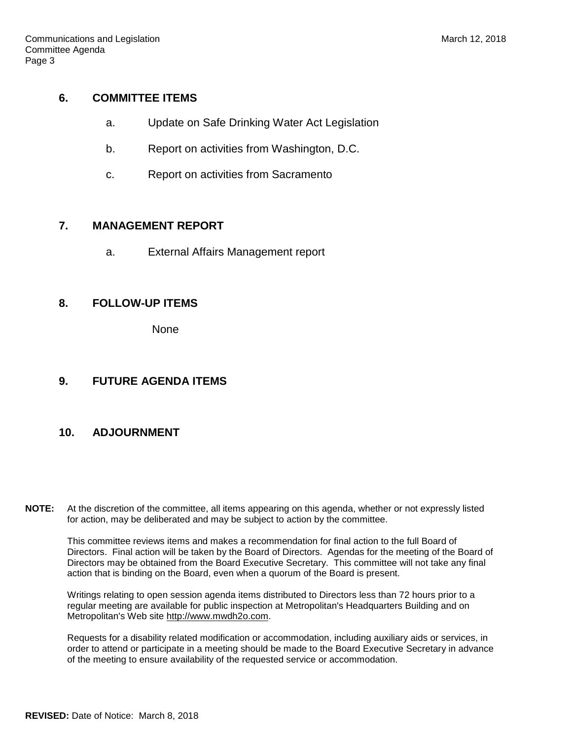## 6. COMMITTEE ITEMS

a. Update on Safe Drinking Water Act Legislation

b. Report on activities from Washington, D.C.

c. Report on activities from Sacramento

## 7. MANAGEMENT REPORT

a. External Affairs Management report

## 8. FOLLOW-UP ITEMS

None

## 9. FUTURE AGENDA ITEMS

## 10. ADJOURNMENT

**NOTE:** At the discretion of the committee, all items appearing on this agenda, whether or not expressly listed for action, may be deliberated and may be subject to action by the committee.

This committee reviews items and makes a recommendation for final action to the full Board of Directors. Final action will be taken by the Board of Directors. Agendas for the meeting of the Board of Directors may be obtained from the Board Executive Secretary. This committee will not take any final action that is binding on the Board, even when a quorum of the Board is present.

Writings relating to open session agenda items distributed to Directors less than 72 hours prior to a regular meeting are available for public inspection at Metropolitan's Headquarters Building and on Metropolitan's Web site http://www.mwdh2o.com.

Requests for a disability related modification or accommodation, including auxiliary aids or services, in order to attend or participate in a meeting should be made to the Board Executive Secretary in advance of the meeting to ensure availability of the requested service or accommodation.

**REVISED:** Date of Notice: March 8, 2018